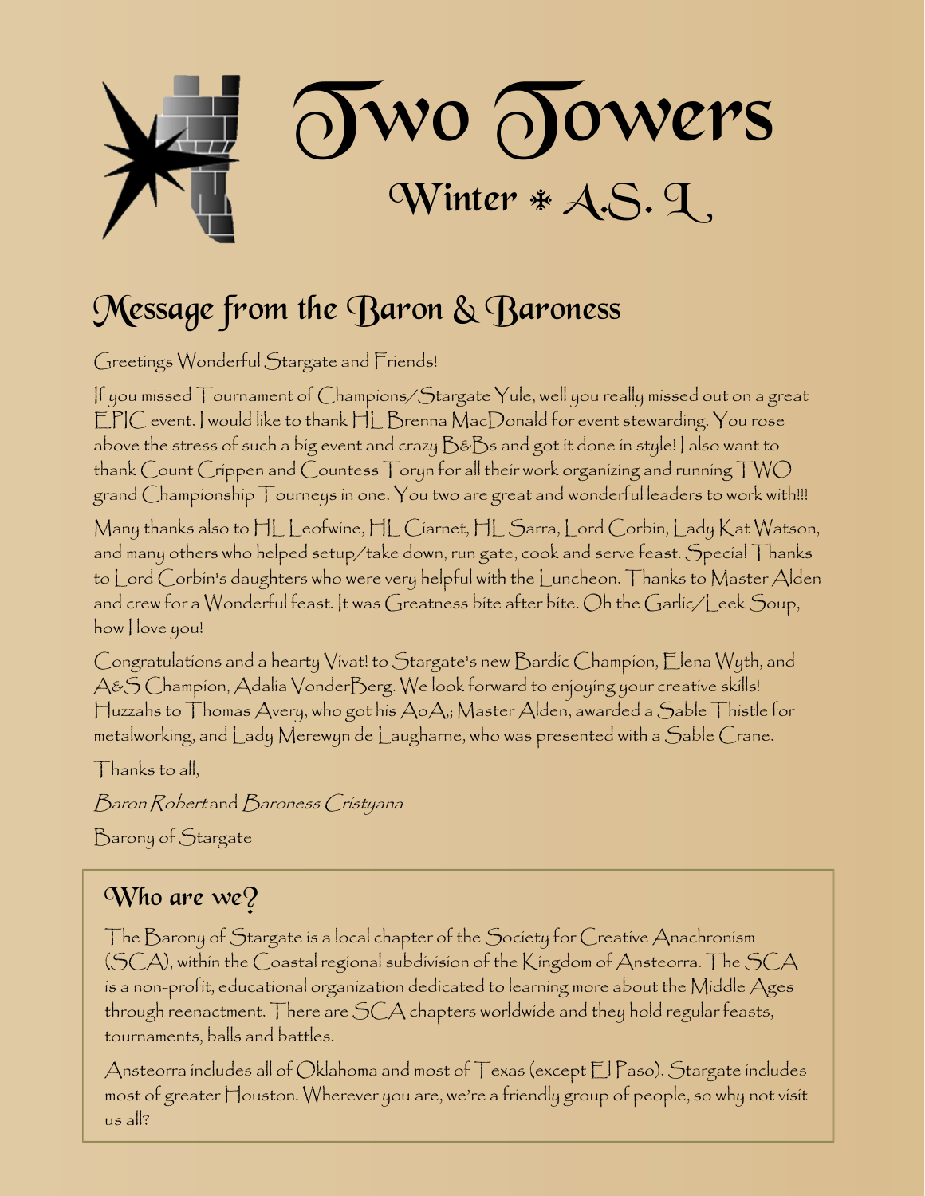# Two Towers

## Winter ⁜ A.S. L

## Message from the Baron & Baroness

Greetings Wonderful Stargate and Friends!

If you missed Tournament of Champions/Stargate Yule, well you really missed out on a great EPIC event. I would like to thank HL Brenna MacDonald for event stewarding. You rose above the stress of such a big event and crazy B&Bs and got it done in style! I also want to thank Count Crippen and Countess Toryn for all their work organizing and running TWO grand Championship Tourneys in one. You two are great and wonderful leaders to work with!!!

Many thanks also to HL Leofwine, HL Ciarnet, HL Sarra, Lord Corbin, Lady Kat Watson, and many others who helped setup/take down, run gate, cook and serve feast. Special Thanks to Lord Corbin's daughters who were very helpful with the Luncheon. Thanks to Master Alden and crew for a Wonderful feast. It was Greatness bite after bite. Oh the Garlic/Leek Soup, how I love you!

Congratulations and a hearty Vivat! to Stargate's new Bardic Champion, Elena Wyth, and A&S Champion, Adalia VonderBerg. We look forward to enjoying your creative skills! Huzzahs to Thomas Avery, who got his AoA,; Master Alden, awarded a Sable Thistle for metalworking, and Lady Merewyn de Laugharne, who was presented with a Sable Crane.

Thanks to all,

*Baron Robert* and *Baroness Cristyana*

Barony of Stargate

### Who are we?

The Barony of Stargate is a local chapter of the Society for Creative Anachronism (SCA), within the Coastal regional subdivision of the Kingdom of Ansteorra. The SCA is a non-profit, educational organization dedicated to learning more about the Middle Ages through reenactment. There are SCA chapters worldwide and they hold regular feasts, tournaments, balls and battles.

Ansteorra includes all of Oklahoma and most of Texas (except El Paso). Stargate includes most of greater Houston. Wherever you are, we're a friendly group of people, so why not visit us all?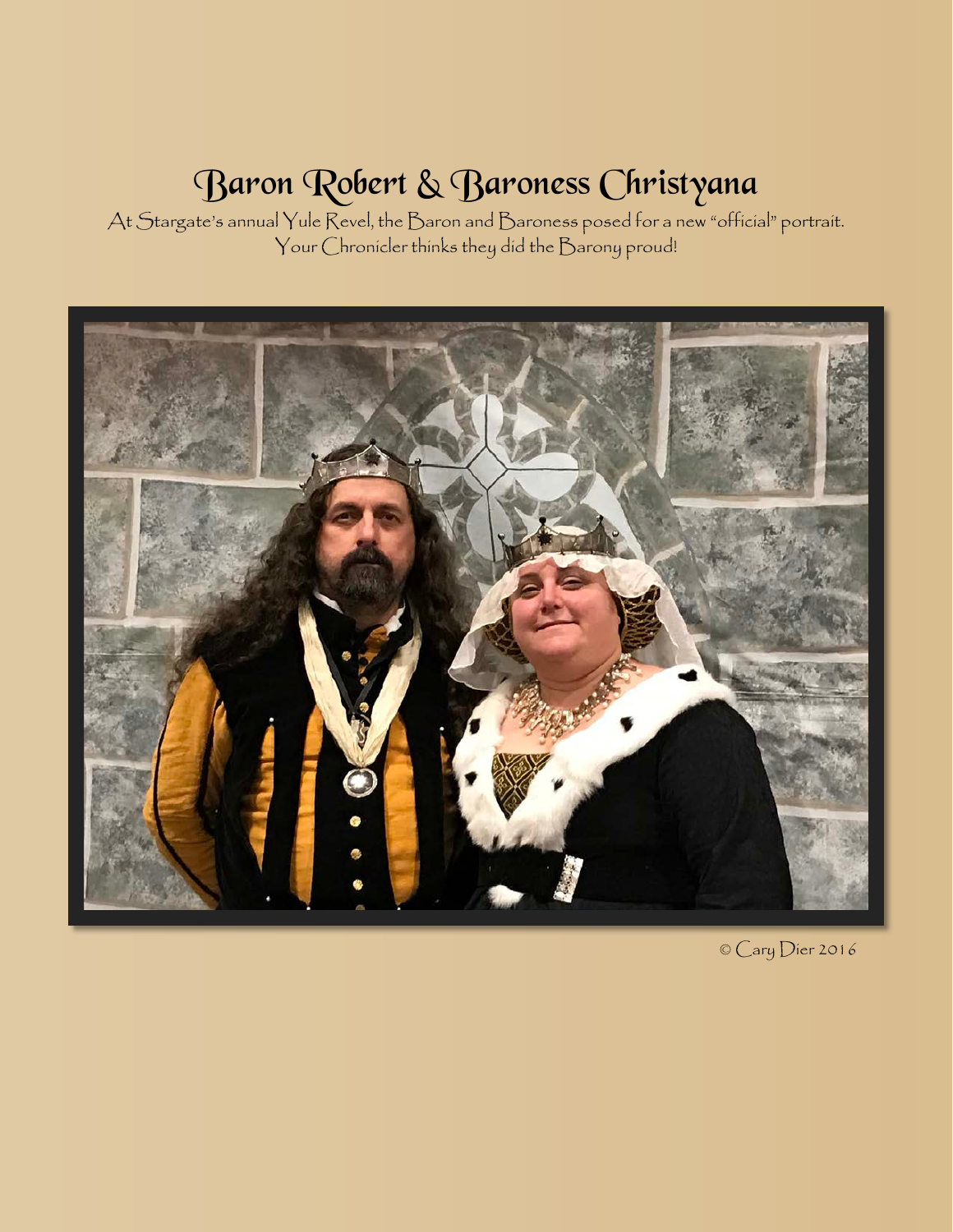# Baron Robert & Baroness Christyana

At Stargate's annual Yule Revel, the Baron and Baroness posed for a new "official" portrait.
Your Chronicler thinks they did the Barony proud!

© Cary Dier 2016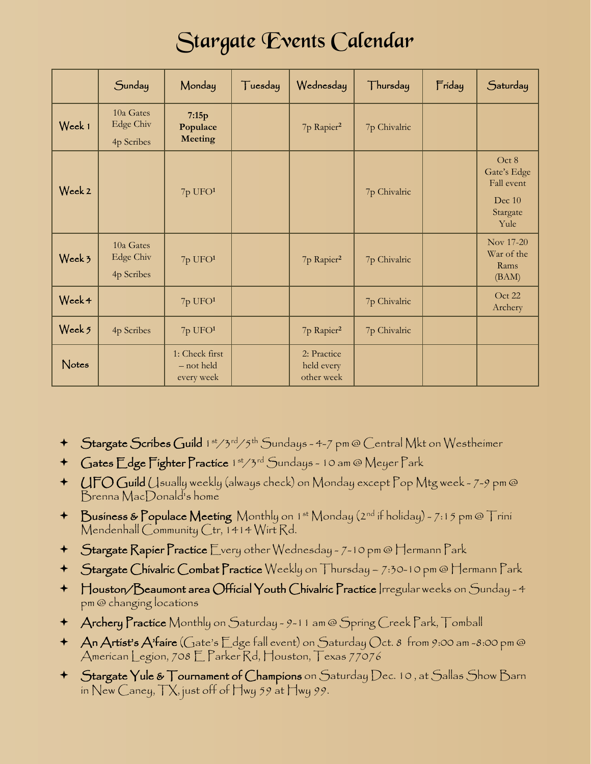# Stargate Events Calendar

| | Sunday | Monday | Tuesday | Wednesday | Thursday | Friday | Saturday |
|---|---|---|---|---|---|---|---|
| Week 1 | 10a Gates Edge Chiv<br>4p Scribes | **7:15p Populace Meeting** | | 7p Rapier² | 7p Chivalric | | |
| Week 2 | | 7p UFO¹ | | | 7p Chivalric | | Oct 8 Gate's Edge Fall event<br>Dec 10 Stargate Yule |
| Week 3 | 10a Gates Edge Chiv<br>4p Scribes | 7p UFO¹ | | 7p Rapier² | 7p Chivalric | | Nov 17-20 War of the Rams (BAM) |
| Week 4 | | 7p UFO¹ | | | 7p Chivalric | | Oct 22 Archery |
| Week 5 | 4p Scribes | 7p UFO¹ | | 7p Rapier² | 7p Chivalric | | |
| Notes | | 1: Check first – not held every week | | 2: Practice held every other week | | | |

- **Stargate Scribes Guild** 1st/3rd/5th Sundays - 4-7 pm @ Central Mkt on Westheimer
- **Gates Edge Fighter Practice** 1st/3rd Sundays - 10 am @ Meyer Park
- **UFO Guild** Usually weekly (always check) on Monday except Pop Mtg week - 7-9 pm @ Brenna MacDonald's home
- **Business & Populace Meeting** Monthly on 1st Monday (2nd if holiday) - 7:15 pm @ Trini Mendenhall Community Ctr, 1414 Wirt Rd.
- **Stargate Rapier Practice** Every other Wednesday - 7-10 pm @ Hermann Park
- **Stargate Chivalric Combat Practice** Weekly on Thursday – 7:30-10 pm @ Hermann Park
- **Houston/Beaumont area Official Youth Chivalric Practice** Irregular weeks on Sunday - 4 pm @ changing locations
- **Archery Practice** Monthly on Saturday - 9-11 am @ Spring Creek Park, Tomball
- **An Artist's A'faire** (Gate's Edge fall event) on Saturday Oct. 8 from 9:00 am -8:00 pm @ American Legion, 708 E Parker Rd, Houston, Texas 77076
- **Stargate Yule & Tournament of Champions** on Saturday Dec. 10 , at Sallas Show Barn in New Caney, TX, just off of Hwy 59 at Hwy 99.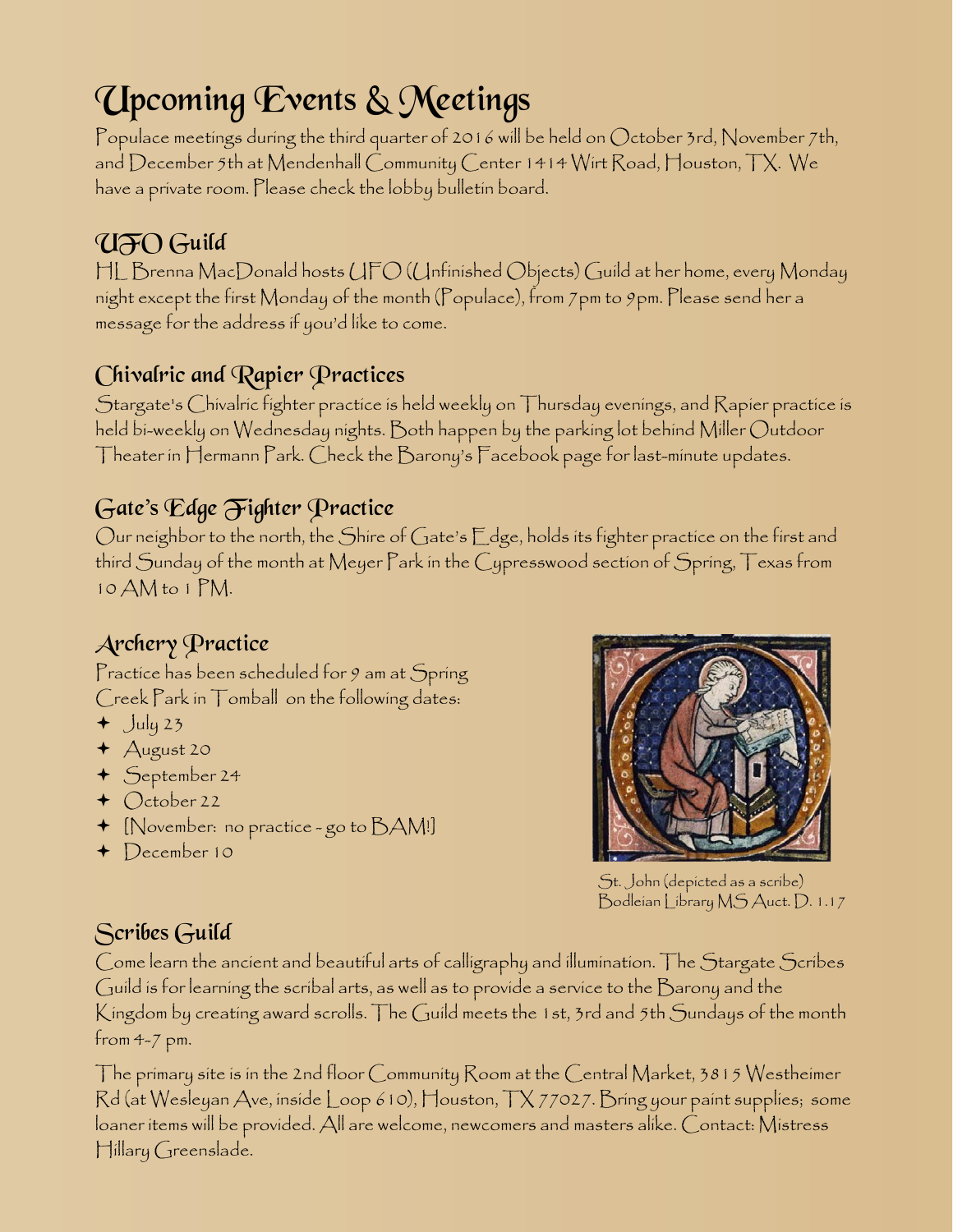# Upcoming Events & Meetings

Populace meetings during the third quarter of 2016 will be held on October 3rd, November 7th, and December 5th at Mendenhall Community Center 1414 Wirt Road, Houston, TX. We have a private room. Please check the lobby bulletin board.

## UFO Guild

HL Brenna MacDonald hosts UFO (Unfinished Objects) Guild at her home, every Monday night except the first Monday of the month (Populace), from 7pm to 9pm. Please send her a message for the address if you'd like to come.

## Chivalric and Rapier Practices

Stargate's Chivalric fighter practice is held weekly on Thursday evenings, and Rapier practice is held bi-weekly on Wednesday nights. Both happen by the parking lot behind Miller Outdoor Theater in Hermann Park. Check the Barony's Facebook page for last-minute updates.

## Gate's Edge Fighter Practice

Our neighbor to the north, the Shire of Gate's Edge, holds its fighter practice on the first and third Sunday of the month at Meyer Park in the Cypresswood section of Spring, Texas from 10 AM to 1 PM.

## Archery Practice

Practice has been scheduled for 9 am at Spring Creek Park in Tomball on the following dates:

- July 23
- August 20
- September 24
- October 22
- [November: no practice - go to BAM!]
- December 10

St. John (depicted as a scribe)
Bodleian Library MS Auct. D. 1.17

## Scribes Guild

Come learn the ancient and beautiful arts of calligraphy and illumination. The Stargate Scribes Guild is for learning the scribal arts, as well as to provide a service to the Barony and the Kingdom by creating award scrolls. The Guild meets the 1st, 3rd and 5th Sundays of the month from 4-7 pm.

The primary site is in the 2nd floor Community Room at the Central Market, 3815 Westheimer Rd (at Wesleyan Ave, inside Loop 610), Houston, TX 77027. Bring your paint supplies; some loaner items will be provided. All are welcome, newcomers and masters alike. Contact: Mistress Hillary Greenslade.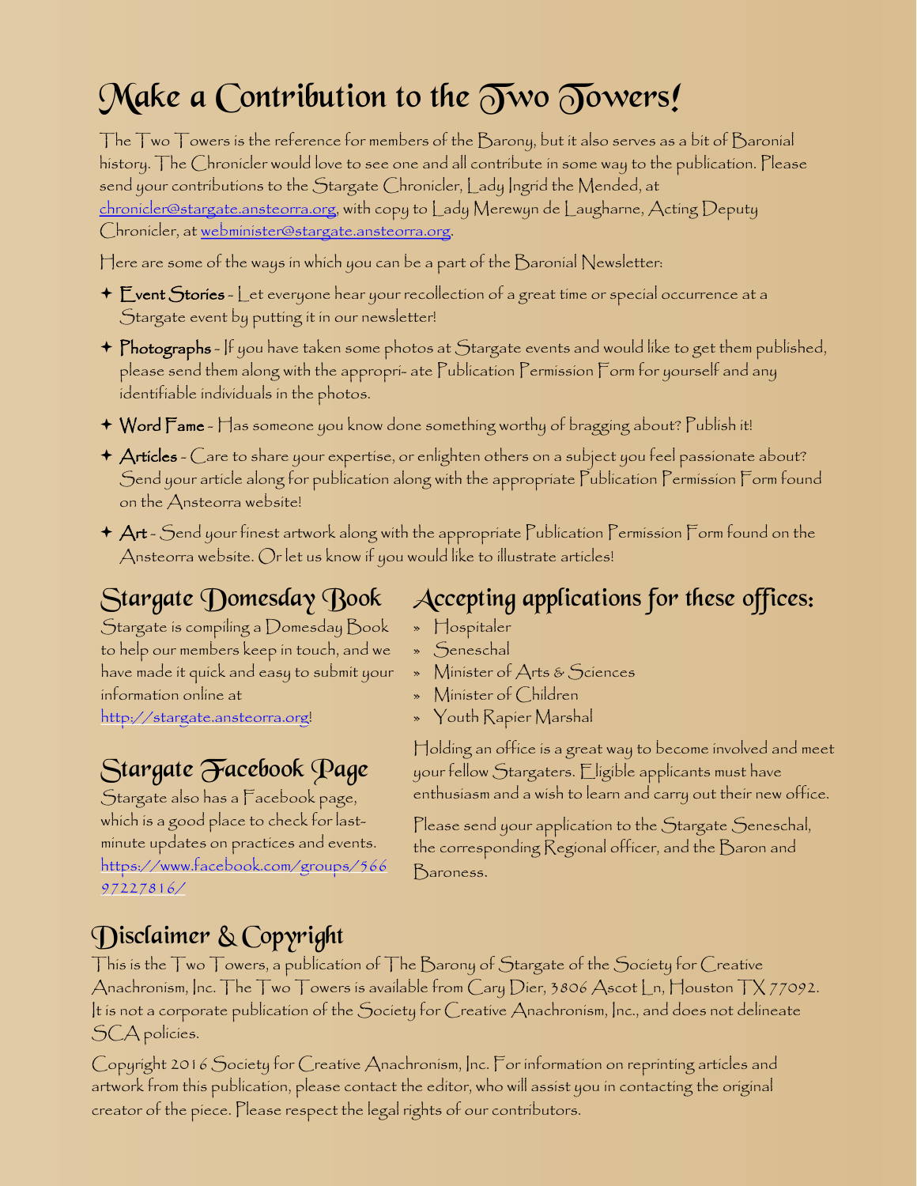# Make a Contribution to the Two Towers!

The Two Towers is the reference for members of the Barony, but it also serves as a bit of Baronial history. The Chronicler would love to see one and all contribute in some way to the publication. Please send your contributions to the Stargate Chronicler, Lady Ingrid the Mended, at chronicler@stargate.ansteorra.org, with copy to Lady Merewyn de Laugharne, Acting Deputy Chronicler, at webminister@stargate.ansteorra.org.

Here are some of the ways in which you can be a part of the Baronial Newsletter:

- **Event Stories** - Let everyone hear your recollection of a great time or special occurrence at a Stargate event by putting it in our newsletter!
- **Photographs** - If you have taken some photos at Stargate events and would like to get them published, please send them along with the appropri- ate Publication Permission Form for yourself and any identifiable individuals in the photos.
- **Word Fame** - Has someone you know done something worthy of bragging about? Publish it!
- **Articles** - Care to share your expertise, or enlighten others on a subject you feel passionate about? Send your article along for publication along with the appropriate Publication Permission Form found on the Ansteorra website!
- **Art** - Send your finest artwork along with the appropriate Publication Permission Form found on the Ansteorra website. Or let us know if you would like to illustrate articles!

## Stargate Domesday Book

Stargate is compiling a Domesday Book to help our members keep in touch, and we have made it quick and easy to submit your information online at http://stargate.ansteorra.org!

## Stargate Facebook Page

Stargate also has a Facebook page, which is a good place to check for last-minute updates on practices and events. https://www.facebook.com/groups/56697227816/

## Accepting applications for these offices:

- Hospitaler
- Seneschal
- Minister of Arts & Sciences
- Minister of Children
- Youth Rapier Marshal

Holding an office is a great way to become involved and meet your fellow Stargaters. Eligible applicants must have enthusiasm and a wish to learn and carry out their new office.

Please send your application to the Stargate Seneschal, the corresponding Regional officer, and the Baron and Baroness.

## Disclaimer & Copyright

This is the Two Towers, a publication of The Barony of Stargate of the Society for Creative Anachronism, Inc. The Two Towers is available from Cary Dier, 3806 Ascot Ln, Houston TX 77092. It is not a corporate publication of the Society for Creative Anachronism, Inc., and does not delineate SCA policies.

Copyright 2016 Society for Creative Anachronism, Inc. For information on reprinting articles and artwork from this publication, please contact the editor, who will assist you in contacting the original creator of the piece. Please respect the legal rights of our contributors.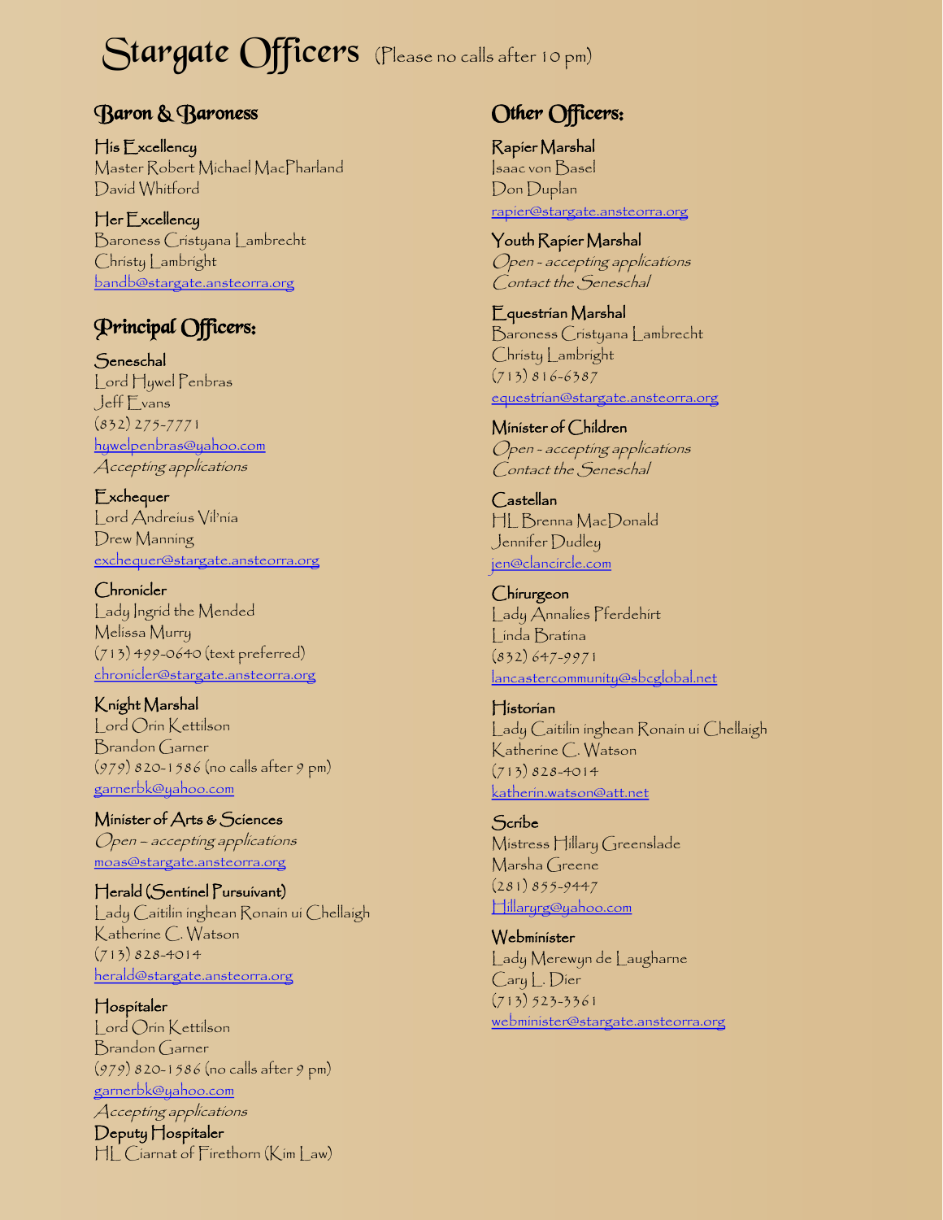# Stargate Officers (Please no calls after 10 pm)

## Baron & Baroness

**His Excellency**
Master Robert Michael MacPharland
David Whitford

**Her Excellency**
Baroness Cristyana Lambrecht
Christy Lambright
bandb@stargate.ansteorra.org

## Principal Officers:

**Seneschal**
Lord Hywel Penbras
Jeff Evans
(832) 275-7771
hywelpenbras@yahoo.com
*Accepting applications*

**Exchequer**
Lord Andreius Vil'nia
Drew Manning
exchequer@stargate.ansteorra.org

**Chronicler**
Lady Ingrid the Mended
Melissa Murry
(713) 499-0640 (text preferred)
chronicler@stargate.ansteorra.org

**Knight Marshal**
Lord Orin Kettilson
Brandon Garner
(979) 820-1586 (no calls after 9 pm)
garnerbk@yahoo.com

**Minister of Arts & Sciences**
*Open – accepting applications*
moas@stargate.ansteorra.org

**Herald (Sentinel Pursuivant)**
Lady Caitilin inghean Ronain ui Chellaigh
Katherine C. Watson
(713) 828-4014
herald@stargate.ansteorra.org

**Hospitaler**
Lord Orin Kettilson
Brandon Garner
(979) 820-1586 (no calls after 9 pm)
garnerbk@yahoo.com
*Accepting applications*

**Deputy Hospitaler**
HL Ciarnat of Firethorn (Kim Law)

## Other Officers:

**Rapier Marshal**
Isaac von Basel
Don Duplan
rapier@stargate.ansteorra.org

**Youth Rapier Marshal**
*Open - accepting applications*
*Contact the Seneschal*

**Equestrian Marshal**
Baroness Cristyana Lambrecht
Christy Lambright
(713) 816-6387
equestrian@stargate.ansteorra.org

**Minister of Children**
*Open - accepting applications*
*Contact the Seneschal*

**Castellan**
HL Brenna MacDonald
Jennifer Dudley
jen@clancircle.com

**Chirurgeon**
Lady Annalies Pferdehirt
Linda Bratina
(832) 647-9971
lancastercommunity@sbcglobal.net

**Historian**
Lady Caitilin inghean Ronain ui Chellaigh
Katherine C. Watson
(713) 828-4014
katherin.watson@att.net

**Scribe**
Mistress Hillary Greenslade
Marsha Greene
(281) 855-9447
Hillaryrg@yahoo.com

**Webminister**
Lady Merewyn de Laugharne
Cary L. Dier
(713) 523-3361
webminister@stargate.ansteorra.org